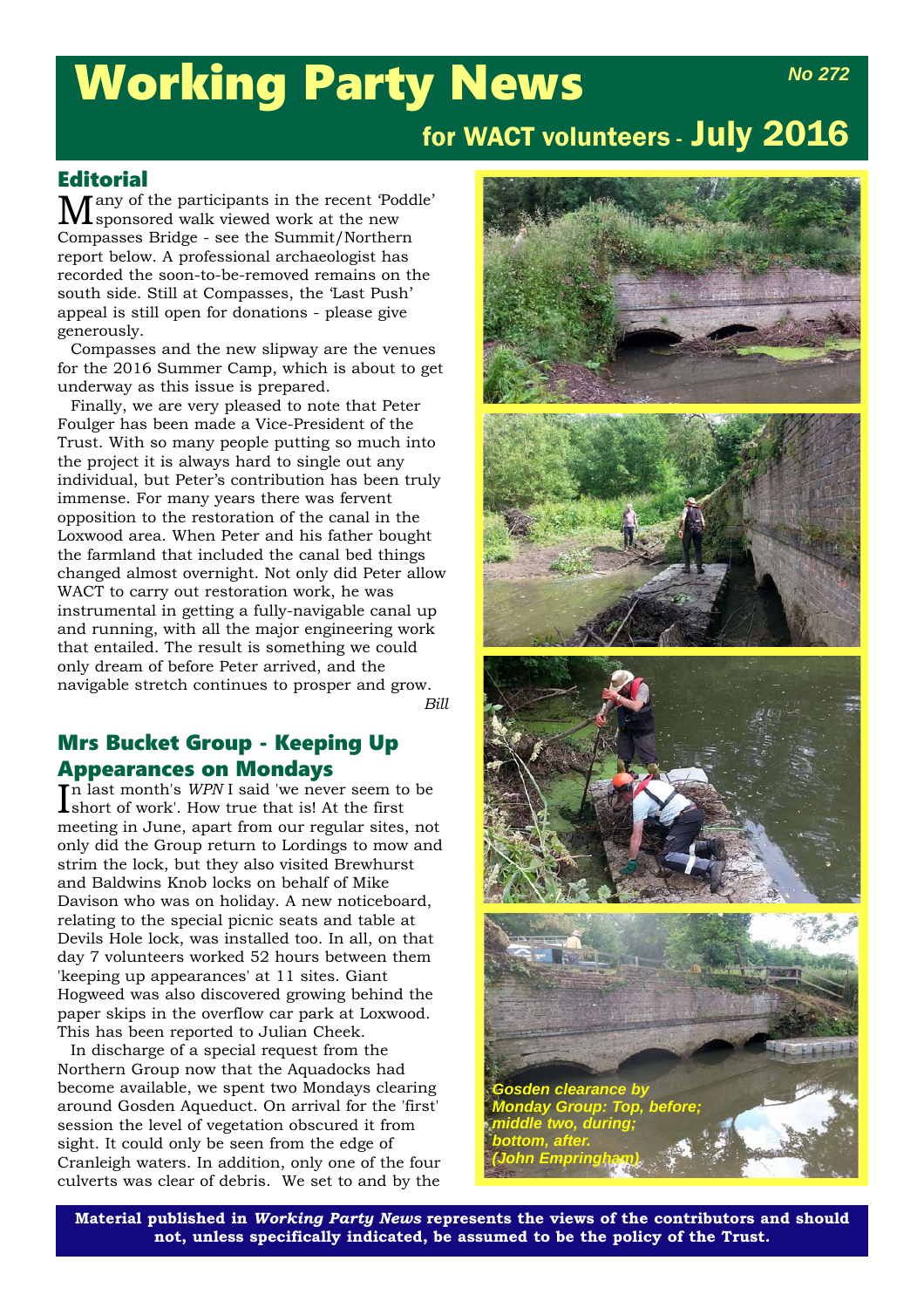# Working Party News

**No 272**

## for WACT volunteers - July 2016

## Editorial

Many of the participants in the recent 'Poddle' sponsored walk viewed work at the new Compasses Bridge - see the Summit/Northern report below. A professional archaeologist has recorded the soon-to-be-removed remains on the south side. Still at Compasses, the 'Last Push' appeal is still open for donations - please give generously.

Compasses and the new slipway are the venues for the 2016 Summer Camp, which is about to get underway as this issue is prepared.

Finally, we are very pleased to note that Peter Foulger has been made a Vice-President of the Trust. With so many people putting so much into the project it is always hard to single out any individual, but Peter's contribution has been truly immense. For many years there was fervent opposition to the restoration of the canal in the Loxwood area. When Peter and his father bought the farmland that included the canal bed things changed almost overnight. Not only did Peter allow WACT to carry out restoration work, he was instrumental in getting a fully-navigable canal up and running, with all the major engineering work that entailed. The result is something we could only dream of before Peter arrived, and the navigable stretch continues to prosper and grow.

*Bill*

## Mrs Bucket Group - Keeping Up Appearances on Mondays

In last month's *WPN* I said 'we never seem to be short of work'. How true that is! At the first meeting in June, apart from our regular sites, not only did the Group return to Lordings to mow and strim the lock, but they also visited Brewhurst and Baldwins Knob locks on behalf of Mike Davison who was on holiday. A new noticeboard, relating to the special picnic seats and table at Devils Hole lock, was installed too. In all, on that day 7 volunteers worked 52 hours between them 'keeping up appearances' at 11 sites. Giant Hogweed was also discovered growing behind the paper skips in the overflow car park at Loxwood. This has been reported to Julian Cheek.

In discharge of a special request from the Northern Group now that the Aquadocks had become available, we spent two Mondays clearing around Gosden Aqueduct. On arrival for the 'first' session the level of vegetation obscured it from sight. It could only be seen from the edge of Cranleigh waters. In addition, only one of the four culverts was clear of debris. We set to and by the

*Gosden clearance by Monday Group: Top, before; middle two, during; bottom, after. (John Empringham)*

**Material published in *Working Party News* represents the views of the contributors and should not, unless specifically indicated, be assumed to be the policy of the Trust.**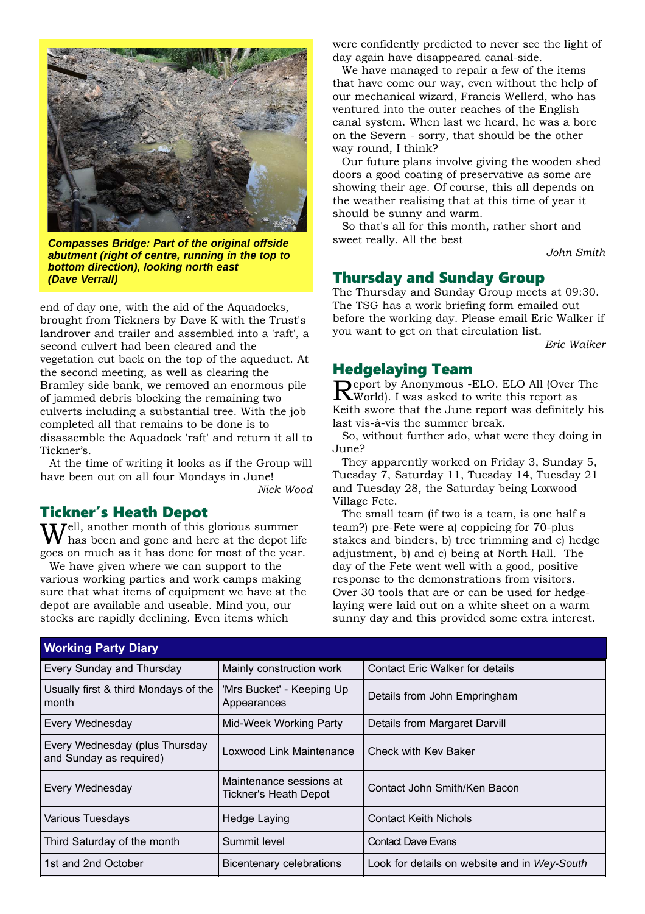***Compasses Bridge: Part of the original offside abutment (right of centre, running in the top to bottom direction), looking north east (Dave Verrall)***

end of day one, with the aid of the Aquadocks, brought from Tickners by Dave K with the Trust's landrover and trailer and assembled into a 'raft', a second culvert had been cleared and the vegetation cut back on the top of the aqueduct. At the second meeting, as well as clearing the Bramley side bank, we removed an enormous pile of jammed debris blocking the remaining two culverts including a substantial tree. With the job completed all that remains to be done is to disassemble the Aquadock 'raft' and return it all to Tickner's.

At the time of writing it looks as if the Group will have been out on all four Mondays in June!

*Nick Wood*

## Tickner's Heath Depot

Well, another month of this glorious summer has been and gone and here at the depot life goes on much as it has done for most of the year.

We have given where we can support to the various working parties and work camps making sure that what items of equipment we have at the depot are available and useable. Mind you, our stocks are rapidly declining. Even items which were confidently predicted to never see the light of day again have disappeared canal-side.

We have managed to repair a few of the items that have come our way, even without the help of our mechanical wizard, Francis Wellerd, who has ventured into the outer reaches of the English canal system. When last we heard, he was a bore on the Severn - sorry, that should be the other way round, I think?

Our future plans involve giving the wooden shed doors a good coating of preservative as some are showing their age. Of course, this all depends on the weather realising that at this time of year it should be sunny and warm.

So that's all for this month, rather short and sweet really. All the best

*John Smith*

## Thursday and Sunday Group

The Thursday and Sunday Group meets at 09:30. The TSG has a work briefing form emailed out before the working day. Please email Eric Walker if you want to get on that circulation list.

*Eric Walker*

## Hedgelaying Team

Report by Anonymous -ELO. ELO All (Over The World). I was asked to write this report as Keith swore that the June report was definitely his last vis-à-vis the summer break.

So, without further ado, what were they doing in June?

They apparently worked on Friday 3, Sunday 5, Tuesday 7, Saturday 11, Tuesday 14, Tuesday 21 and Tuesday 28, the Saturday being Loxwood Village Fete.

The small team (if two is a team, is one half a team?) pre-Fete were a) coppicing for 70-plus stakes and binders, b) tree trimming and c) hedge adjustment, b) and c) being at North Hall. The day of the Fete went well with a good, positive response to the demonstrations from visitors. Over 30 tools that are or can be used for hedge-laying were laid out on a white sheet on a warm sunny day and this provided some extra interest.

| Working Party Diary | | |
|---|---|---|
| Every Sunday and Thursday | Mainly construction work | Contact Eric Walker for details |
| Usually first & third Mondays of the month | 'Mrs Bucket' - Keeping Up Appearances | Details from John Empringham |
| Every Wednesday | Mid-Week Working Party | Details from Margaret Darvill |
| Every Wednesday (plus Thursday and Sunday as required) | Loxwood Link Maintenance | Check with Kev Baker |
| Every Wednesday | Maintenance sessions at Tickner's Heath Depot | Contact John Smith/Ken Bacon |
| Various Tuesdays | Hedge Laying | Contact Keith Nichols |
| Third Saturday of the month | Summit level | Contact Dave Evans |
| 1st and 2nd October | Bicentenary celebrations | Look for details on website and in *Wey-South* |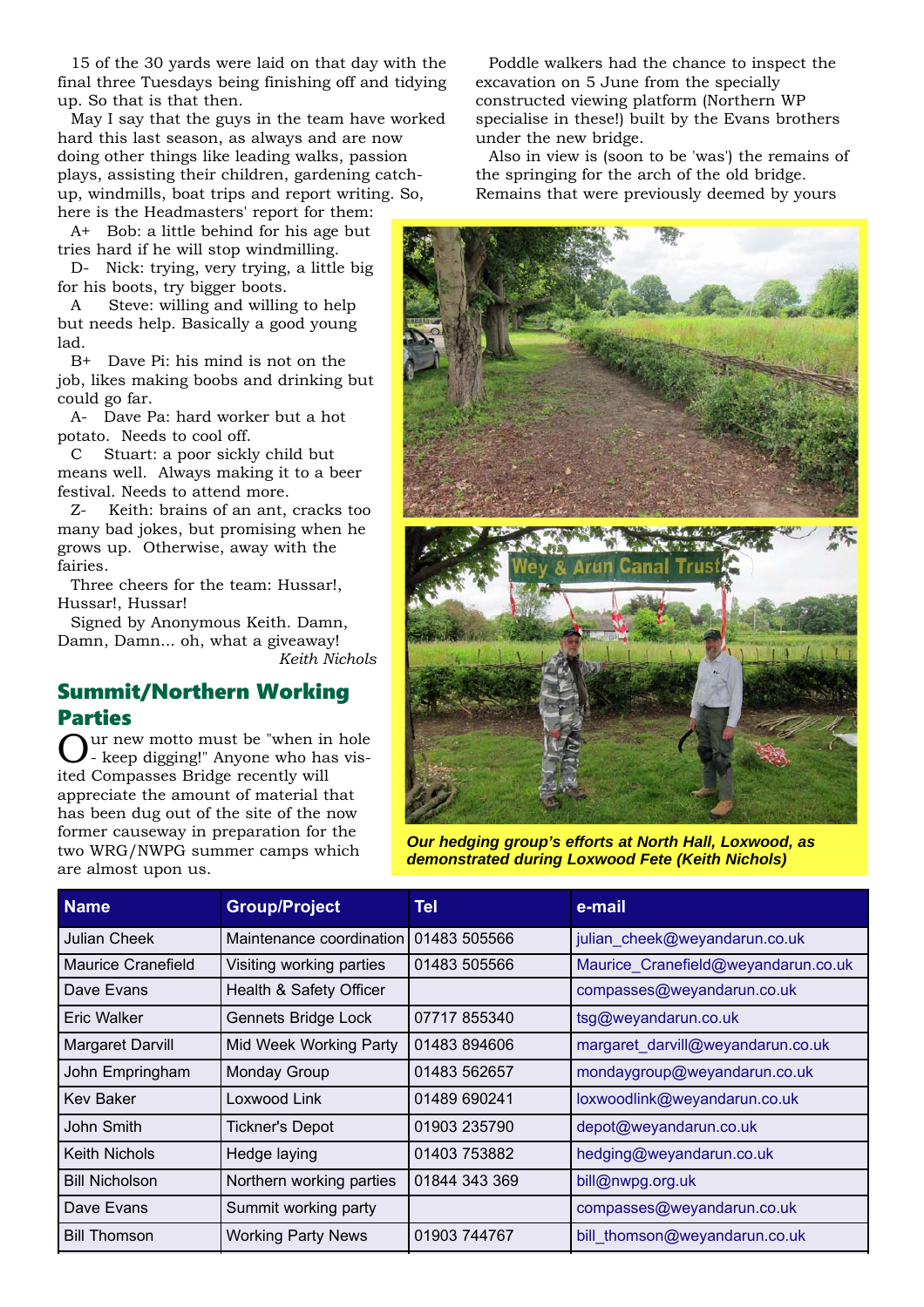15 of the 30 yards were laid on that day with the final three Tuesdays being finishing off and tidying up. So that is that then.

May I say that the guys in the team have worked hard this last season, as always and are now doing other things like leading walks, passion plays, assisting their children, gardening catch-up, windmills, boat trips and report writing. So, here is the Headmasters' report for them:

A+ Bob: a little behind for his age but tries hard if he will stop windmilling.

D- Nick: trying, very trying, a little big for his boots, try bigger boots.

A Steve: willing and willing to help but needs help. Basically a good young lad.

B+ Dave Pi: his mind is not on the job, likes making boobs and drinking but could go far.

A- Dave Pa: hard worker but a hot potato. Needs to cool off.

C Stuart: a poor sickly child but means well. Always making it to a beer festival. Needs to attend more.

Z- Keith: brains of an ant, cracks too many bad jokes, but promising when he grows up. Otherwise, away with the fairies.

Three cheers for the team: Hussar!, Hussar!, Hussar!

Signed by Anonymous Keith. Damn, Damn, Damn... oh, what a giveaway!

*Keith Nichols*

## Summit/Northern Working Parties

Our new motto must be "when in hole - keep digging!" Anyone who has visited Compasses Bridge recently will appreciate the amount of material that has been dug out of the site of the now former causeway in preparation for the two WRG/NWPG summer camps which are almost upon us.

Poddle walkers had the chance to inspect the excavation on 5 June from the specially constructed viewing platform (Northern WP specialise in these!) built by the Evans brothers under the new bridge.

Also in view is (soon to be 'was') the remains of the springing for the arch of the old bridge. Remains that were previously deemed by yours

***Our hedging group's efforts at North Hall, Loxwood, as demonstrated during Loxwood Fete (Keith Nichols)***

| Name | Group/Project | Tel | e-mail |
|---|---|---|---|
| Julian Cheek | Maintenance coordination | 01483 505566 | julian_cheek@weyandarun.co.uk |
| Maurice Cranefield | Visiting working parties | 01483 505566 | Maurice_Cranefield@weyandarun.co.uk |
| Dave Evans | Health & Safety Officer | | compasses@weyandarun.co.uk |
| Eric Walker | Gennets Bridge Lock | 07717 855340 | tsg@weyandarun.co.uk |
| Margaret Darvill | Mid Week Working Party | 01483 894606 | margaret_darvill@weyandarun.co.uk |
| John Empringham | Monday Group | 01483 562657 | mondaygroup@weyandarun.co.uk |
| Kev Baker | Loxwood Link | 01489 690241 | loxwoodlink@weyandarun.co.uk |
| John Smith | Tickner's Depot | 01903 235790 | depot@weyandarun.co.uk |
| Keith Nichols | Hedge laying | 01403 753882 | hedging@weyandarun.co.uk |
| Bill Nicholson | Northern working parties | 01844 343 369 | bill@nwpg.org.uk |
| Dave Evans | Summit working party | | compasses@weyandarun.co.uk |
| Bill Thomson | Working Party News | 01903 744767 | bill_thomson@weyandarun.co.uk |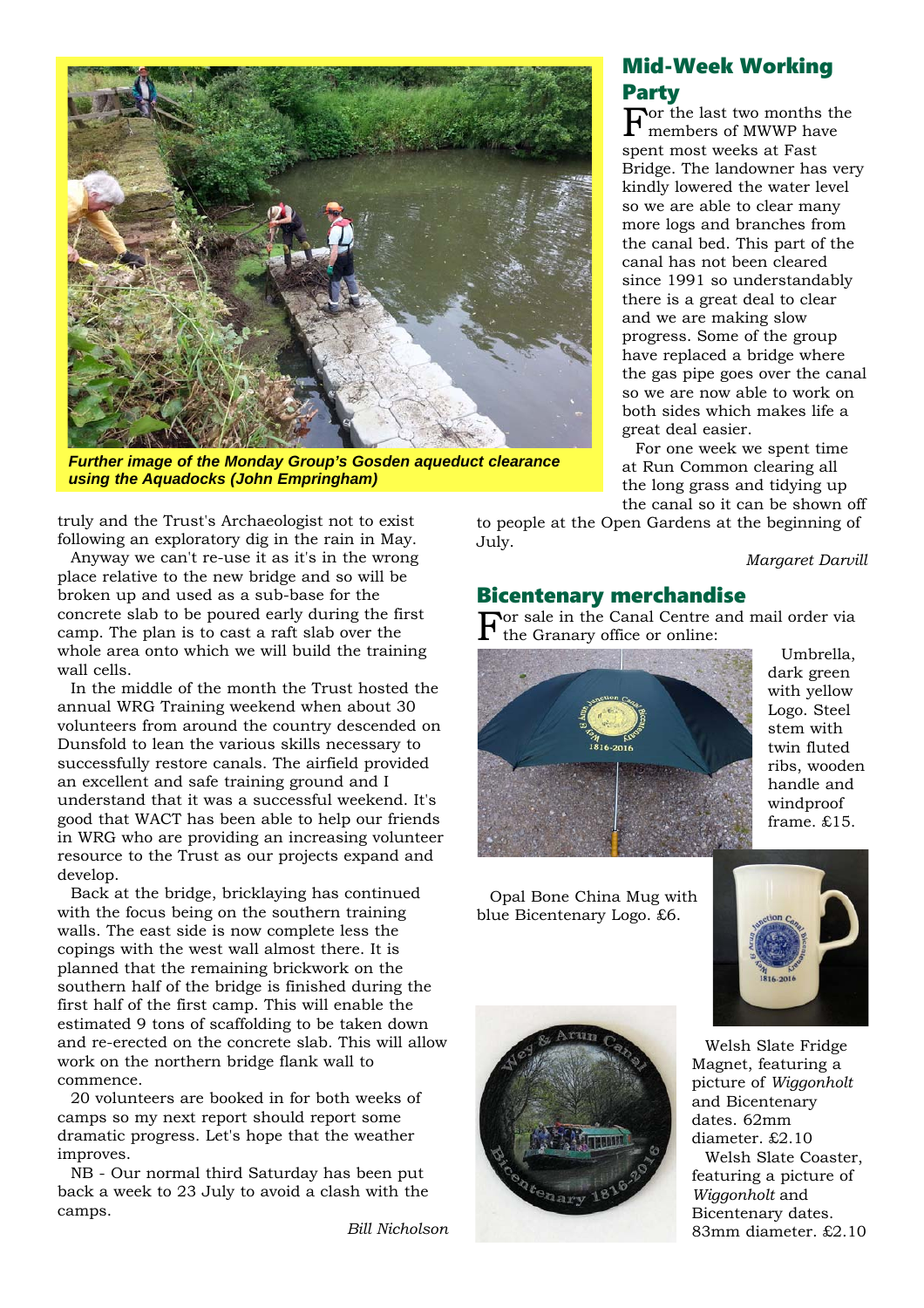*Further image of the Monday Group's Gosden aqueduct clearance using the Aquadocks (John Empringham)*

truly and the Trust's Archaeologist not to exist following an exploratory dig in the rain in May.

Anyway we can't re-use it as it's in the wrong place relative to the new bridge and so will be broken up and used as a sub-base for the concrete slab to be poured early during the first camp. The plan is to cast a raft slab over the whole area onto which we will build the training wall cells.

In the middle of the month the Trust hosted the annual WRG Training weekend when about 30 volunteers from around the country descended on Dunsfold to lean the various skills necessary to successfully restore canals. The airfield provided an excellent and safe training ground and I understand that it was a successful weekend. It's good that WACT has been able to help our friends in WRG who are providing an increasing volunteer resource to the Trust as our projects expand and develop.

Back at the bridge, bricklaying has continued with the focus being on the southern training walls. The east side is now complete less the copings with the west wall almost there. It is planned that the remaining brickwork on the southern half of the bridge is finished during the first half of the first camp. This will enable the estimated 9 tons of scaffolding to be taken down and re-erected on the concrete slab. This will allow work on the northern bridge flank wall to commence.

20 volunteers are booked in for both weeks of camps so my next report should report some dramatic progress. Let's hope that the weather improves.

NB - Our normal third Saturday has been put back a week to 23 July to avoid a clash with the camps.

*Bill Nicholson*

## Mid-Week Working Party

For the last two months the members of MWWP have spent most weeks at Fast Bridge. The landowner has very kindly lowered the water level so we are able to clear many more logs and branches from the canal bed. This part of the canal has not been cleared since 1991 so understandably there is a great deal to clear and we are making slow progress. Some of the group have replaced a bridge where the gas pipe goes over the canal so we are now able to work on both sides which makes life a great deal easier.

For one week we spent time at Run Common clearing all the long grass and tidying up the canal so it can be shown off to people at the Open Gardens at the beginning of July.

*Margaret Darvill*

## Bicentenary merchandise

For sale in the Canal Centre and mail order via the Granary office or online:

Umbrella, dark green with yellow Logo. Steel stem with twin fluted ribs, wooden handle and windproof frame. £15.

Opal Bone China Mug with blue Bicentenary Logo. £6.

Welsh Slate Fridge Magnet, featuring a picture of *Wiggonholt* and Bicentenary dates. 62mm diameter. £2.10

Welsh Slate Coaster, featuring a picture of *Wiggonholt* and Bicentenary dates. 83mm diameter. £2.10